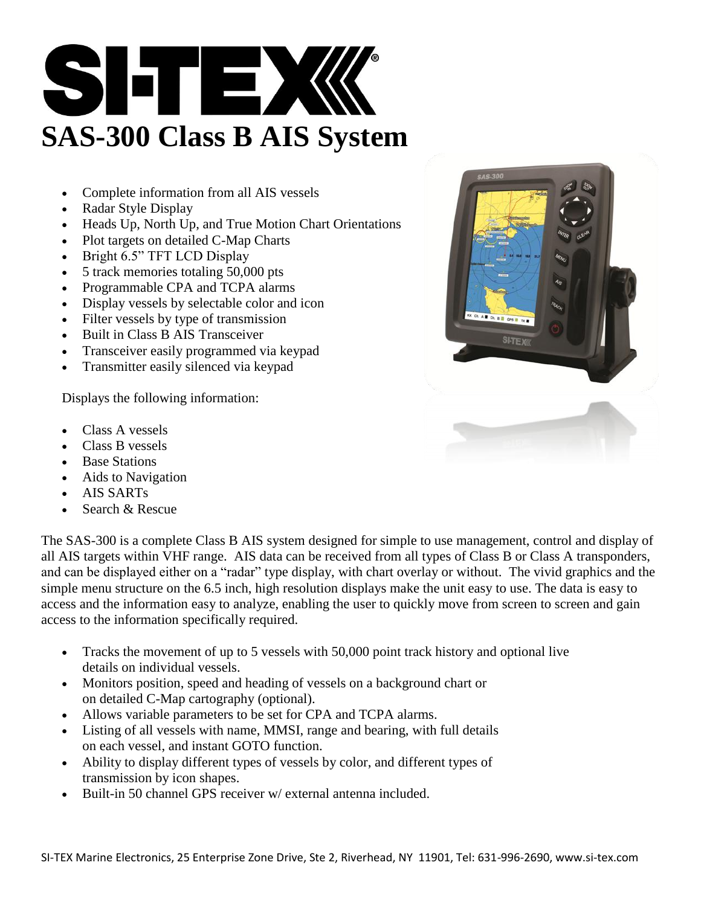# SI-TEX®

# SAS-300 Class B AIS System

- Complete information from all AIS vessels
- Radar Style Display
- Heads Up, North Up, and True Motion Chart Orientations
- Plot targets on detailed C-Map Charts
- Bright 6.5" TFT LCD Display
- 5 track memories totaling 50,000 pts
- Programmable CPA and TCPA alarms
- Display vessels by selectable color and icon
- Filter vessels by type of transmission
- Built in Class B AIS Transceiver
- Transceiver easily programmed via keypad
- Transmitter easily silenced via keypad

Displays the following information:

- Class A vessels
- Class B vessels
- Base Stations
- Aids to Navigation
- AIS SARTs
- Search & Rescue

The SAS-300 is a complete Class B AIS system designed for simple to use management, control and display of all AIS targets within VHF range. AIS data can be received from all types of Class B or Class A transponders, and can be displayed either on a "radar" type display, with chart overlay or without. The vivid graphics and the simple menu structure on the 6.5 inch, high resolution displays make the unit easy to use. The data is easy to access and the information easy to analyze, enabling the user to quickly move from screen to screen and gain access to the information specifically required.

- Tracks the movement of up to 5 vessels with 50,000 point track history and optional live details on individual vessels.
- Monitors position, speed and heading of vessels on a background chart or on detailed C-Map cartography (optional).
- Allows variable parameters to be set for CPA and TCPA alarms.
- Listing of all vessels with name, MMSI, range and bearing, with full details on each vessel, and instant GOTO function.
- Ability to display different types of vessels by color, and different types of transmission by icon shapes.
- Built-in 50 channel GPS receiver w/ external antenna included.

SI-TEX Marine Electronics, 25 Enterprise Zone Drive, Ste 2, Riverhead, NY 11901, Tel: 631-996-2690, www.si-tex.com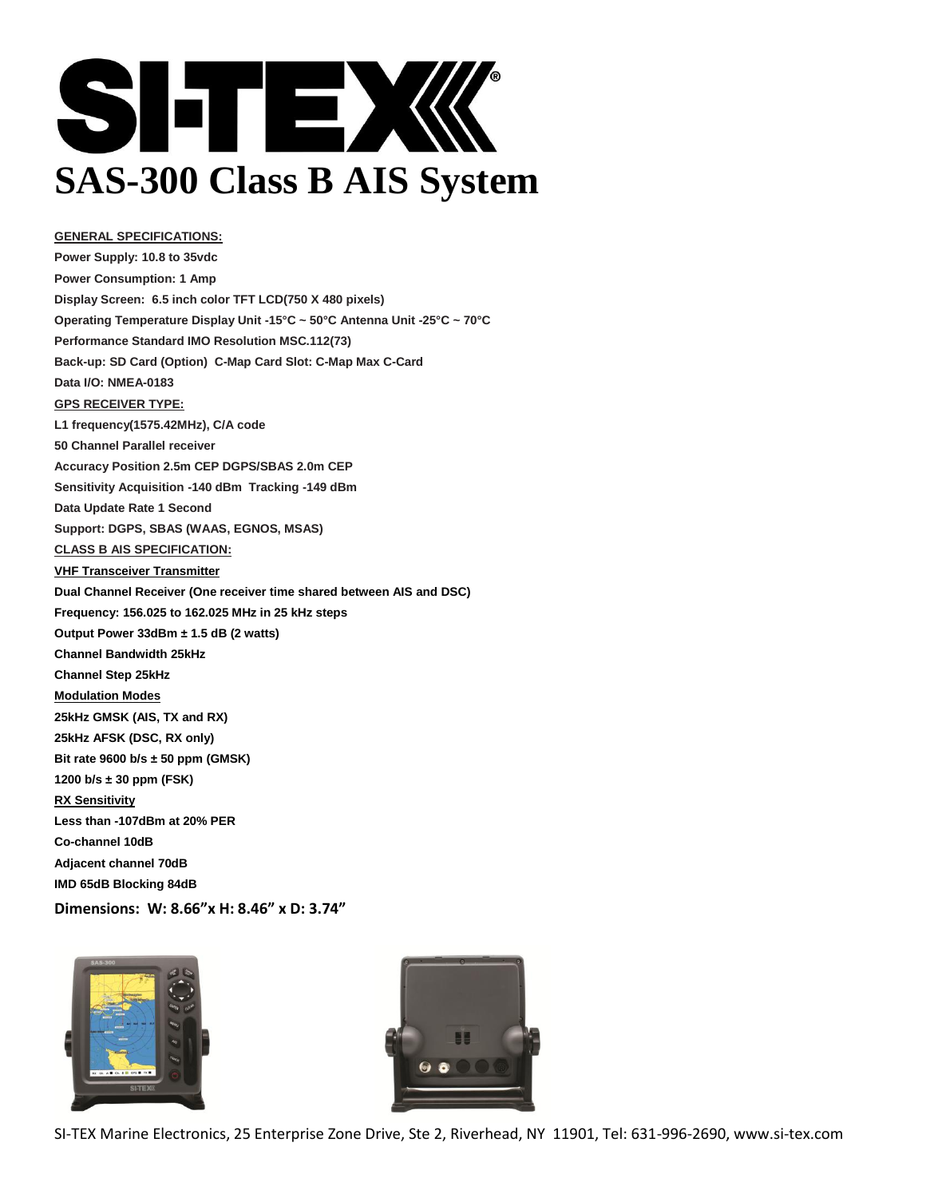# SI-TEX

# SAS-300 Class B AIS System

**GENERAL SPECIFICATIONS:**

**Power Supply: 10.8 to 35vdc**

**Power Consumption: 1 Amp**

**Display Screen: 6.5 inch color TFT LCD(750 X 480 pixels)**

**Operating Temperature Display Unit -15°C ~ 50°C Antenna Unit -25°C ~ 70°C**

**Performance Standard IMO Resolution MSC.112(73)**

**Back-up: SD Card (Option) C-Map Card Slot: C-Map Max C-Card**

**Data I/O: NMEA-0183**

**GPS RECEIVER TYPE:**

**L1 frequency(1575.42MHz), C/A code**

**50 Channel Parallel receiver**

**Accuracy Position 2.5m CEP DGPS/SBAS 2.0m CEP**

**Sensitivity Acquisition -140 dBm Tracking -149 dBm**

**Data Update Rate 1 Second**

**Support: DGPS, SBAS (WAAS, EGNOS, MSAS)**

**CLASS B AIS SPECIFICATION:**

**VHF Transceiver Transmitter**

**Dual Channel Receiver (One receiver time shared between AIS and DSC)**

**Frequency: 156.025 to 162.025 MHz in 25 kHz steps**

**Output Power 33dBm ± 1.5 dB (2 watts)**

**Channel Bandwidth 25kHz**

**Channel Step 25kHz**

**Modulation Modes**

**25kHz GMSK (AIS, TX and RX)**

**25kHz AFSK (DSC, RX only)**

**Bit rate 9600 b/s ± 50 ppm (GMSK)**

**1200 b/s ± 30 ppm (FSK)**

**RX Sensitivity**

**Less than -107dBm at 20% PER**

**Co-channel 10dB**

**Adjacent channel 70dB**

**IMD 65dB Blocking 84dB**

**Dimensions: W: 8.66"x H: 8.46" x D: 3.74"**

SI-TEX Marine Electronics, 25 Enterprise Zone Drive, Ste 2, Riverhead, NY 11901, Tel: 631-996-2690, www.si-tex.com